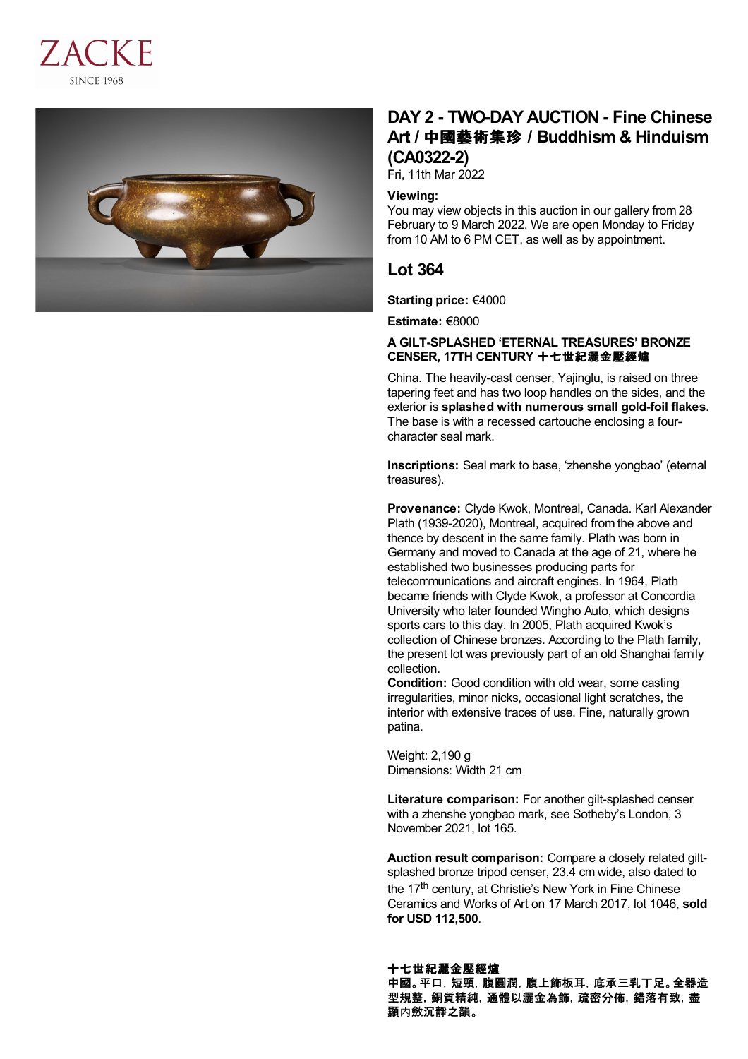ZACKE
SINCE 1968

# DAY 2 - TWO-DAY AUCTION - Fine Chinese Art / 中國藝術集珍 / Buddhism & Hinduism (CA0322-2)

Fri, 11th Mar 2022

**Viewing:**
You may view objects in this auction in our gallery from 28 February to 9 March 2022. We are open Monday to Friday from 10 AM to 6 PM CET, as well as by appointment.

## Lot 364

**Starting price:** €4000

**Estimate:** €8000

**A GILT-SPLASHED 'ETERNAL TREASURES' BRONZE CENSER, 17TH CENTURY 十七世紀灑金壓經爐**

China. The heavily-cast censer, Yajinglu, is raised on three tapering feet and has two loop handles on the sides, and the exterior is **splashed with numerous small gold-foil flakes**. The base is with a recessed cartouche enclosing a four-character seal mark.

**Inscriptions:** Seal mark to base, 'zhenshe yongbao' (eternal treasures).

**Provenance:** Clyde Kwok, Montreal, Canada. Karl Alexander Plath (1939-2020), Montreal, acquired from the above and thence by descent in the same family. Plath was born in Germany and moved to Canada at the age of 21, where he established two businesses producing parts for telecommunications and aircraft engines. In 1964, Plath became friends with Clyde Kwok, a professor at Concordia University who later founded Wingho Auto, which designs sports cars to this day. In 2005, Plath acquired Kwok's collection of Chinese bronzes. According to the Plath family, the present lot was previously part of an old Shanghai family collection.
**Condition:** Good condition with old wear, some casting irregularities, minor nicks, occasional light scratches, the interior with extensive traces of use. Fine, naturally grown patina.

Weight: 2,190 g
Dimensions: Width 21 cm

**Literature comparison:** For another gilt-splashed censer with a zhenshe yongbao mark, see Sotheby's London, 3 November 2021, lot 165.

**Auction result comparison:** Compare a closely related gilt-splashed bronze tripod censer, 23.4 cm wide, also dated to the 17th century, at Christie's New York in Fine Chinese Ceramics and Works of Art on 17 March 2017, lot 1046, **sold for USD 112,500**.

**十七世紀灑金壓經爐**
**中國。平口，短頸，腹圓潤，腹上飾板耳，底承三乳丁足。全器造型規整，銅質精純，通體以灑金為飾，疏密分佈，錯落有致，盡顯內斂沉靜之韻。**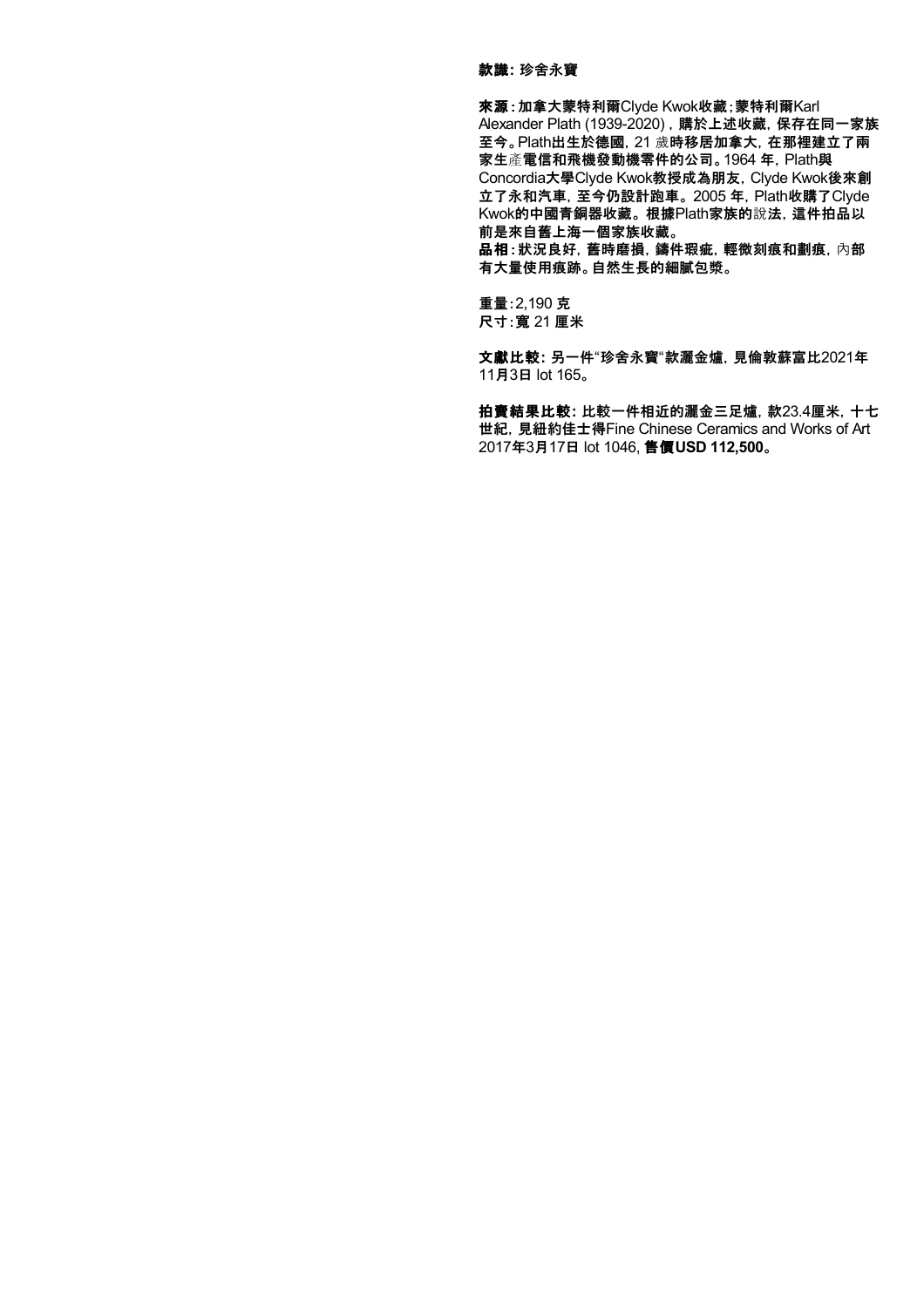**款識:** **珍舍永寶**

**來源:** **加拿大蒙特利爾**Clyde Kwok**收藏;蒙特利爾**Karl Alexander Plath (1939-2020) , **購於上述收藏,保存在同一家族至今。**Plath**出生於德國,**21 歲**時移居加拿大,在那裡建立了兩家生**產**電信和飛機發動機零件的公司。**1964 **年,**Plath**與**Concordia**大學**Clyde Kwok**教授成為朋友,**Clyde Kwok**後來創立了永和汽車,至今仍設計跑車。**2005 **年,**Plath**收購了**Clyde Kwok**的中國青銅器收藏。根據**Plath**家族的**說**法,這件拍品以前是來自舊上海一個家族收藏。**
**品相:** **狀況良好,舊時磨損,鑄件瑕疵,輕微刻痕和劃痕,**內**部有大量使用痕跡。自然生長的細膩包漿。**

**重量:**2,190 **克**
**尺寸:** **寬** 21 **厘米**

**文獻比較:** **另一件**"**珍舍永寶**"**款灑金爐,見倫敦蘇富比**2021**年**11**月**3**日** lot 165**。**

**拍賣結果比較:** **比較一件相近的灑金三足爐,款**23.4**厘米,十七世紀,見紐約佳士得**Fine Chinese Ceramics and Works of Art 2017**年**3**月**17**日** lot 1046, **售價USD 112,500。**